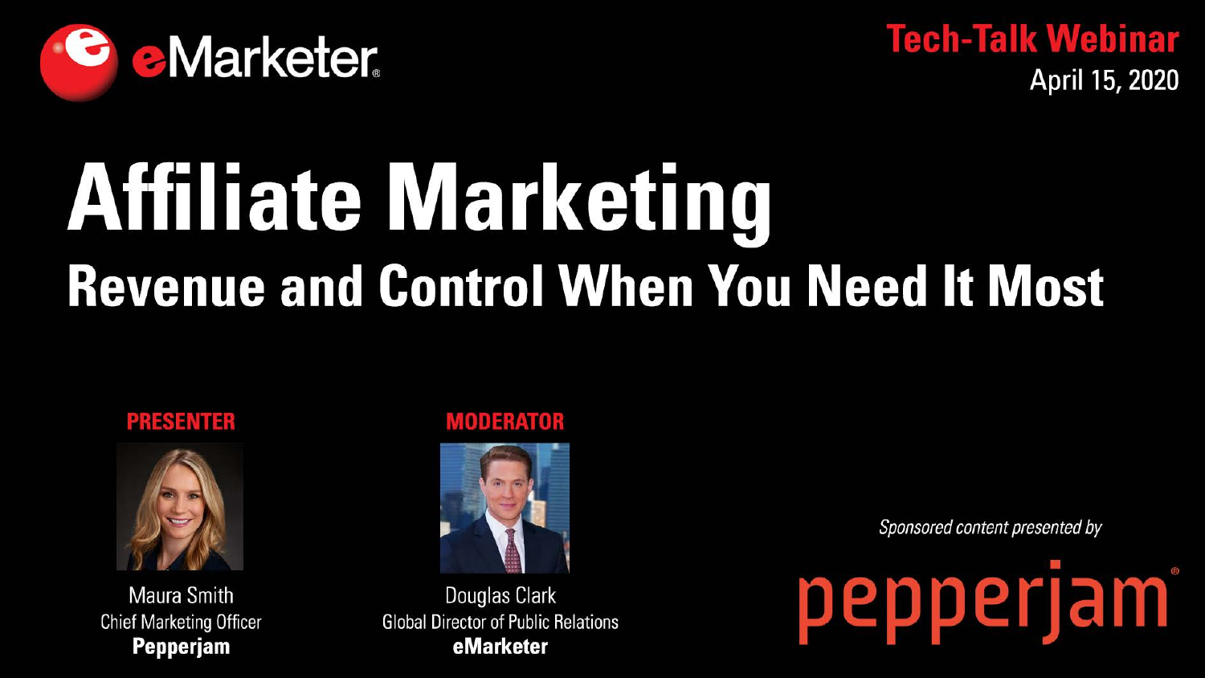eMarketer

**Tech-Talk Webinar**
April 15, 2020

# Affiliate Marketing

## Revenue and Control When You Need It Most

**PRESENTER**

Maura Smith
Chief Marketing Officer
**Pepperjam**

**MODERATOR**

Douglas Clark
Global Director of Public Relations
**eMarketer**

*Sponsored content presented by*

pepperjam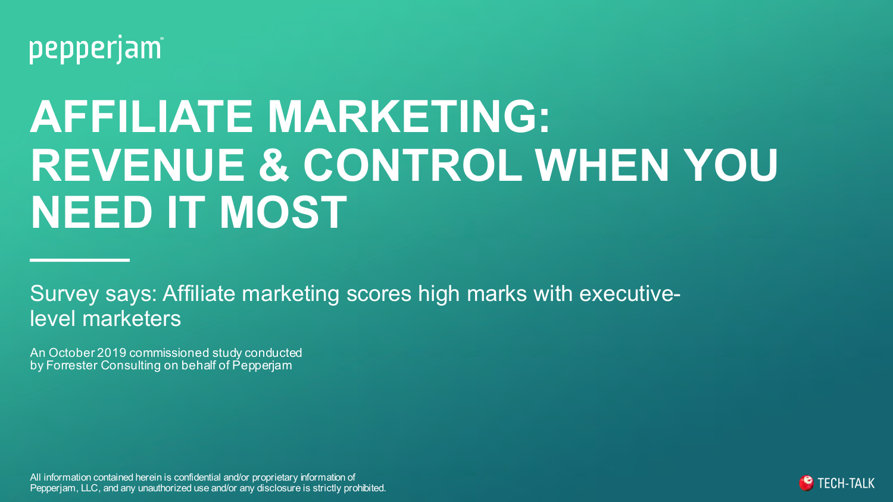pepperjam

# AFFILIATE MARKETING: REVENUE & CONTROL WHEN YOU NEED IT MOST

Survey says: Affiliate marketing scores high marks with executive-level marketers

An October 2019 commissioned study conducted by Forrester Consulting on behalf of Pepperjam

All information contained herein is confidential and/or proprietary information of Pepperjam, LLC, and any unauthorized use and/or any disclosure is strictly prohibited.

TECH-TALK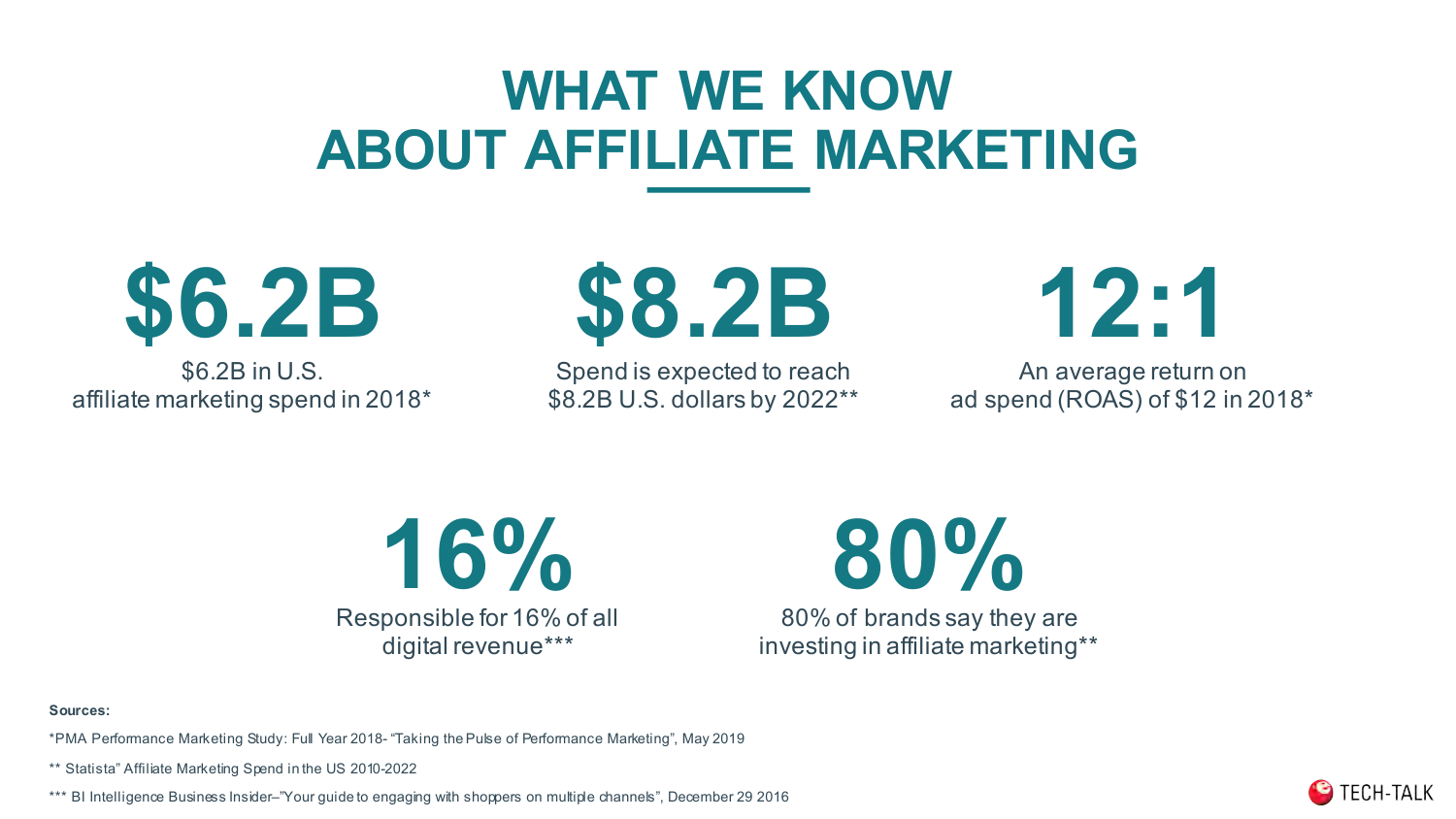# WHAT WE KNOW ABOUT AFFILIATE MARKETING

**$6.2B**

$6.2B in U.S. affiliate marketing spend in 2018*

**$8.2B**

Spend is expected to reach $8.2B U.S. dollars by 2022**

**12:1**

An average return on ad spend (ROAS) of $12 in 2018*

**16%**

Responsible for 16% of all digital revenue***

**80%**

80% of brands say they are investing in affiliate marketing**

**Sources:**

*PMA Performance Marketing Study: Full Year 2018- "Taking the Pulse of Performance Marketing", May 2019

** Statista" Affiliate Marketing Spend in the US 2010-2022

*** BI Intelligence Business Insider–"Your guide to engaging with shoppers on multiple channels", December 29 2016

TECH-TALK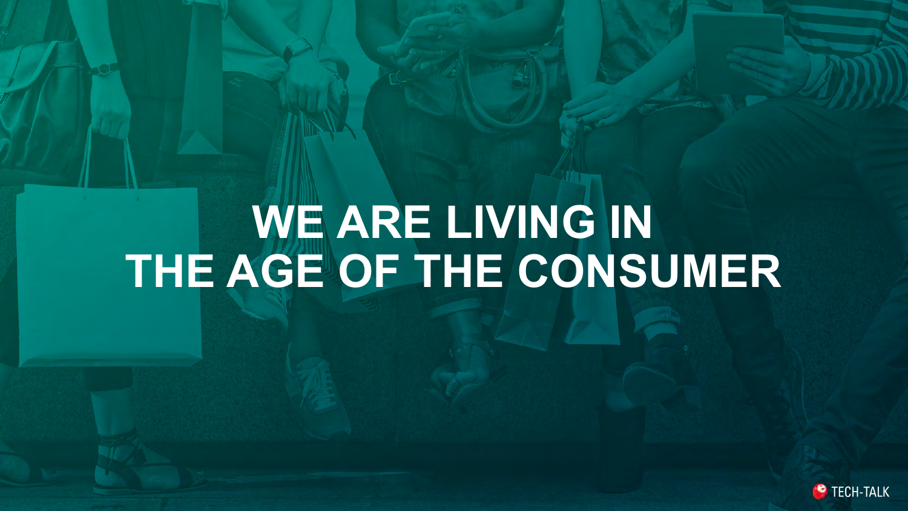# WE ARE LIVING IN THE AGE OF THE CONSUMER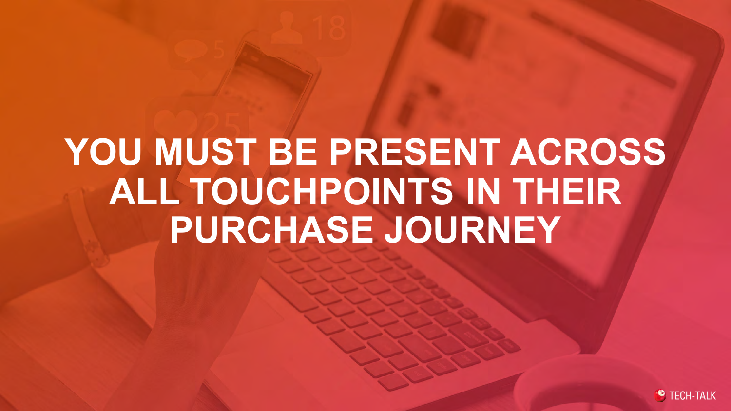# YOU MUST BE PRESENT ACROSS ALL TOUCHPOINTS IN THEIR PURCHASE JOURNEY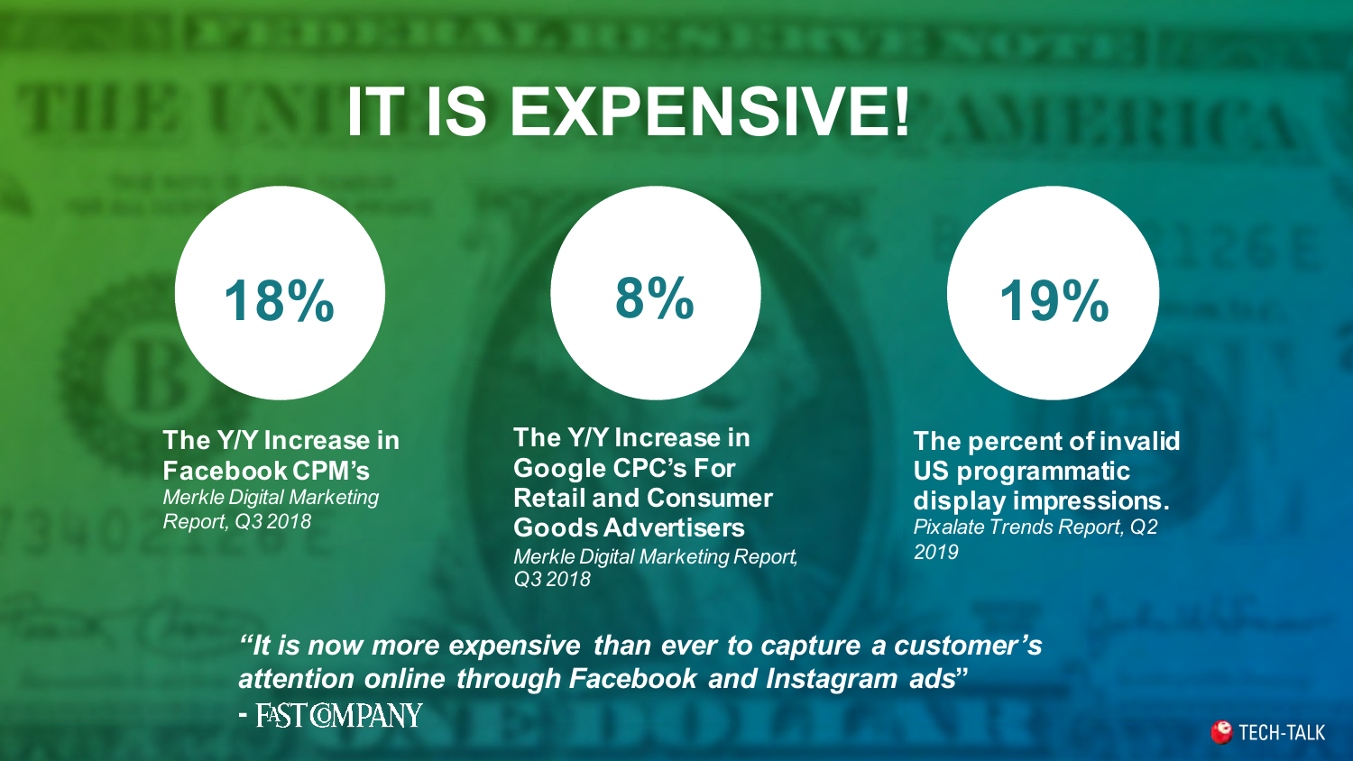# IT IS EXPENSIVE!

**18%**

**The Y/Y Increase in Facebook CPM's**
*Merkle Digital Marketing Report, Q3 2018*

**8%**

**The Y/Y Increase in Google CPC's For Retail and Consumer Goods Advertisers**
*Merkle Digital Marketing Report, Q3 2018*

**19%**

**The percent of invalid US programmatic display impressions.**
*Pixalate Trends Report, Q2 2019*

***"It is now more expensive than ever to capture a customer's attention online through Facebook and Instagram ads"***
\- FAST COMPANY

TECH-TALK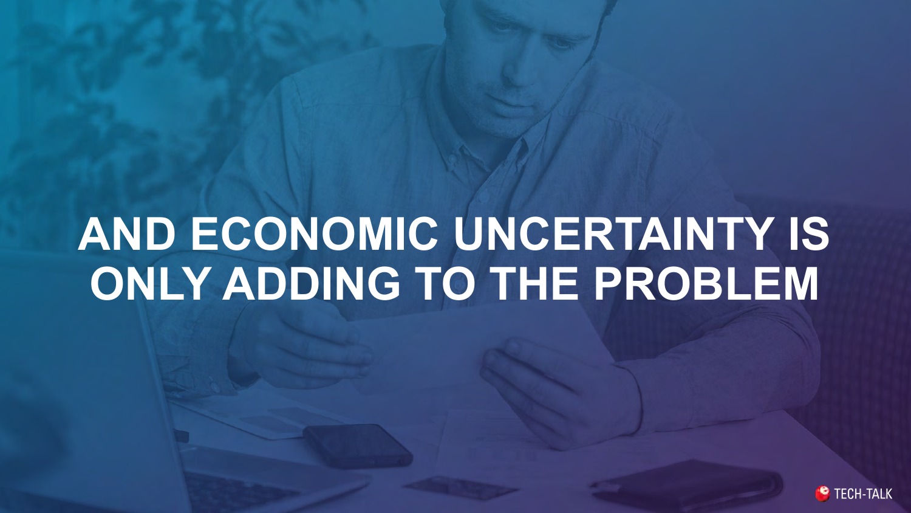# AND ECONOMIC UNCERTAINTY IS ONLY ADDING TO THE PROBLEM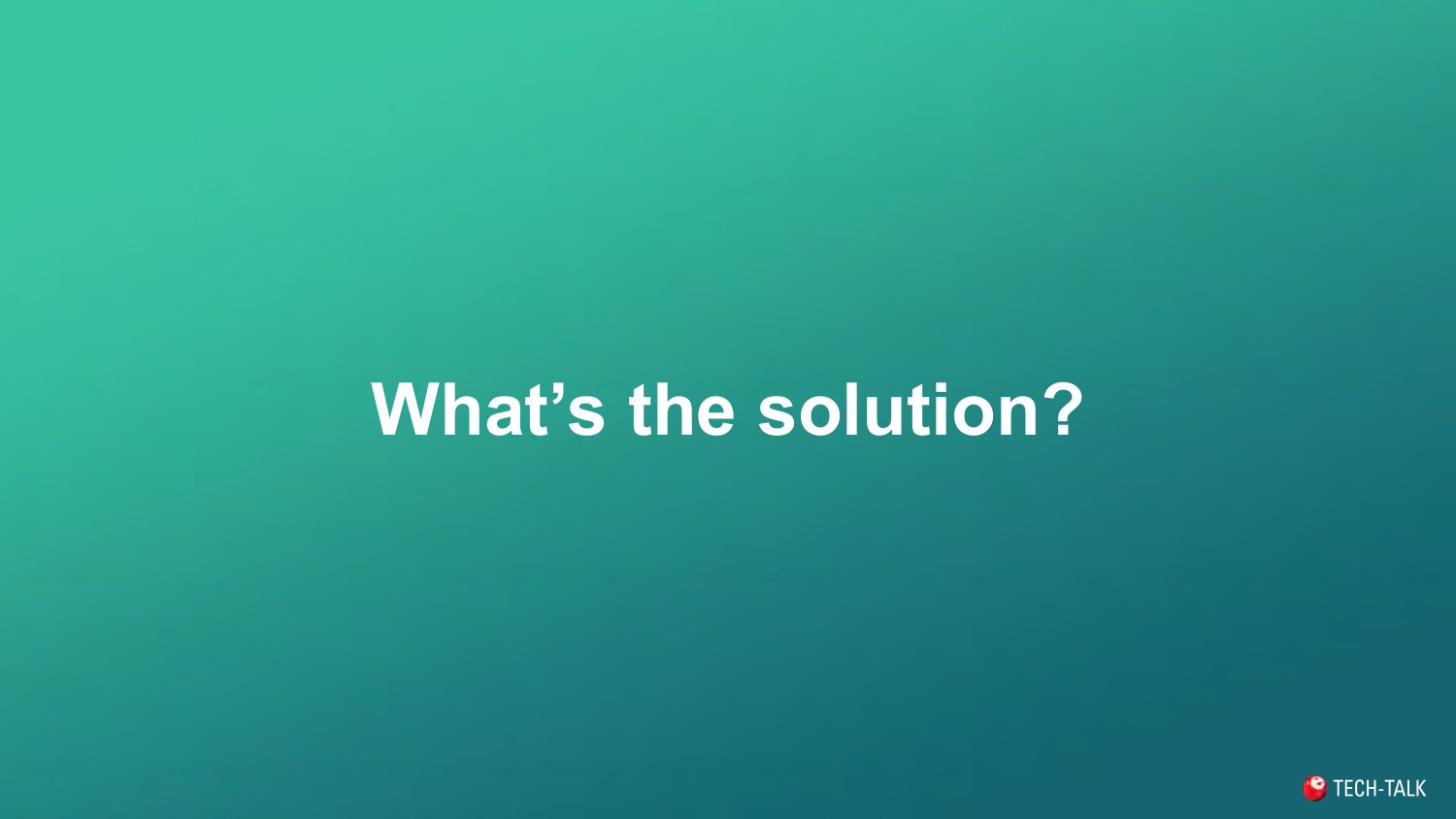# What's the solution?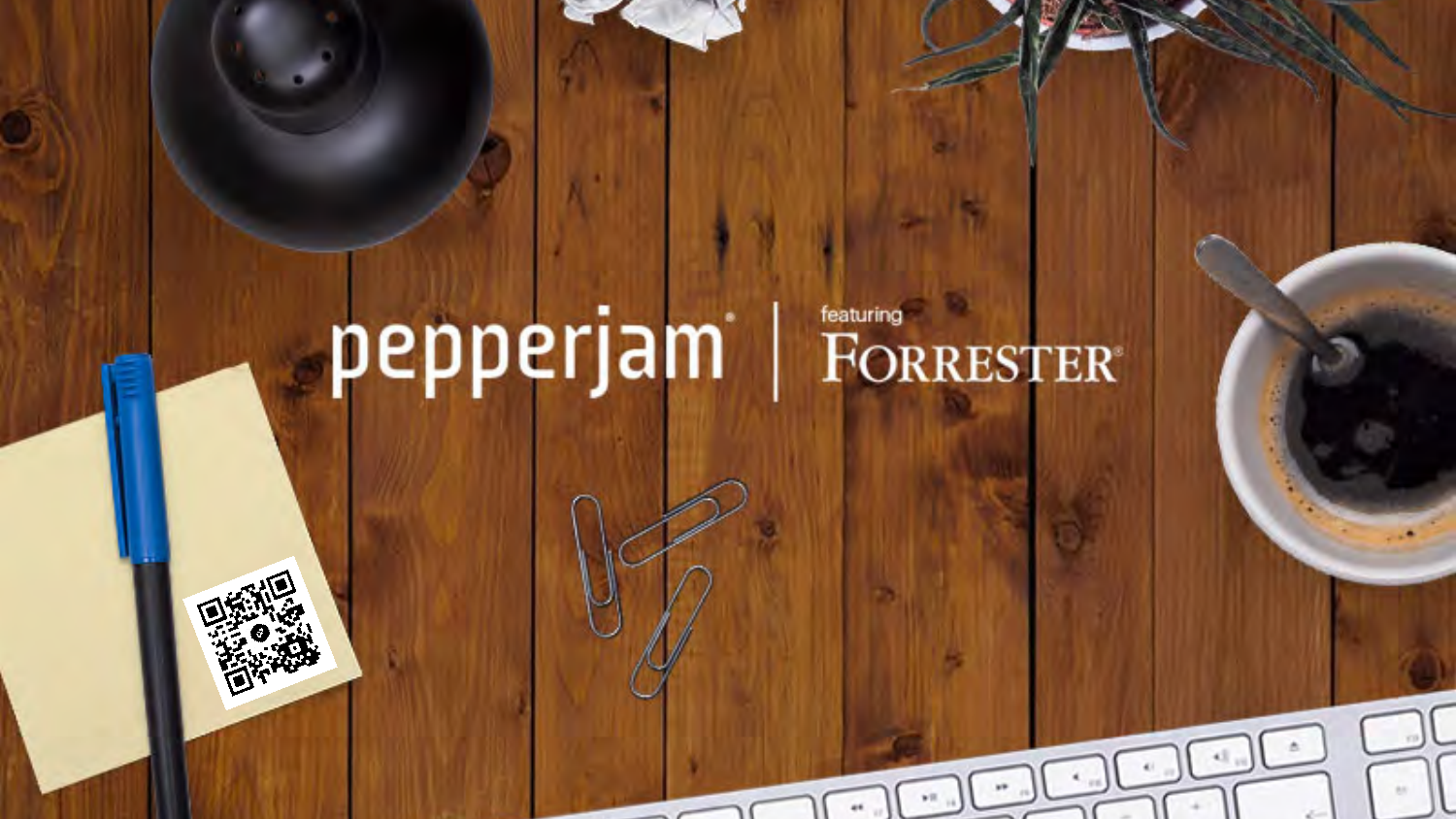pepperjam | featuring FORRESTER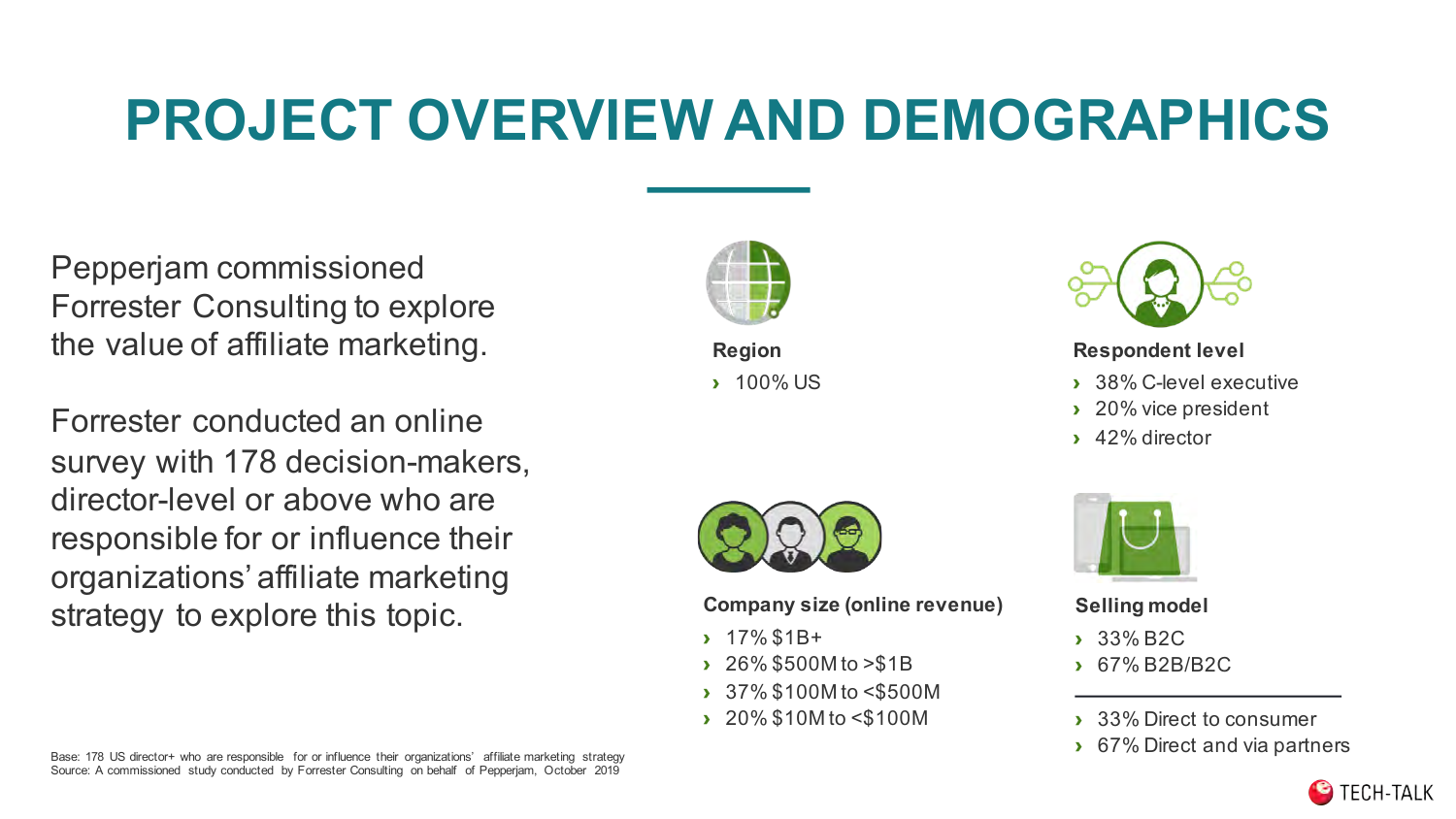# PROJECT OVERVIEW AND DEMOGRAPHICS

Pepperjam commissioned Forrester Consulting to explore the value of affiliate marketing.

Forrester conducted an online survey with 178 decision-makers, director-level or above who are responsible for or influence their organizations' affiliate marketing strategy to explore this topic.

**Region**

- 100% US

**Respondent level**

- 38% C-level executive
- 20% vice president
- 42% director

**Company size (online revenue)**

- 17% $1B+
- 26% $500M to >$1B
- 37% $100M to <$500M
- 20% $10M to <$100M

**Selling model**

- 33% B2C
- 67% B2B/B2C

---

- 33% Direct to consumer
- 67% Direct and via partners

Base: 178 US director+ who are responsible for or influence their organizations' affiliate marketing strategy
Source: A commissioned study conducted by Forrester Consulting on behalf of Pepperjam, October 2019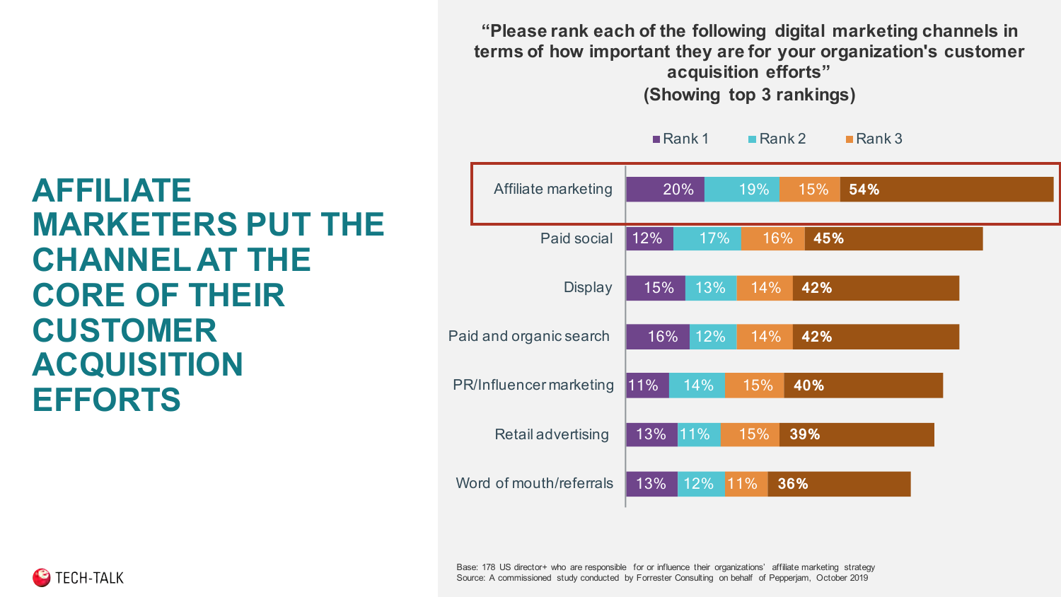# AFFILIATE MARKETERS PUT THE CHANNEL AT THE CORE OF THEIR CUSTOMER ACQUISITION EFFORTS

**"Please rank each of the following digital marketing channels in terms of how important they are for your organization's customer acquisition efforts"**
**(Showing top 3 rankings)**

| Channel | Rank 1 | Rank 2 | Rank 3 | Total |
|---|---|---|---|---|
| Affiliate marketing | 20% | 19% | 15% | **54%** |
| Paid social | 12% | 17% | 16% | **45%** |
| Display | 15% | 13% | 14% | **42%** |
| Paid and organic search | 16% | 12% | 14% | **42%** |
| PR/Influencer marketing | 11% | 14% | 15% | **40%** |
| Retail advertising | 13% | 11% | 15% | **39%** |
| Word of mouth/referrals | 13% | 12% | 11% | **36%** |

Base: 178 US director+ who are responsible for or influence their organizations' affiliate marketing strategy
Source: A commissioned study conducted by Forrester Consulting on behalf of Pepperjam, October 2019

TECH-TALK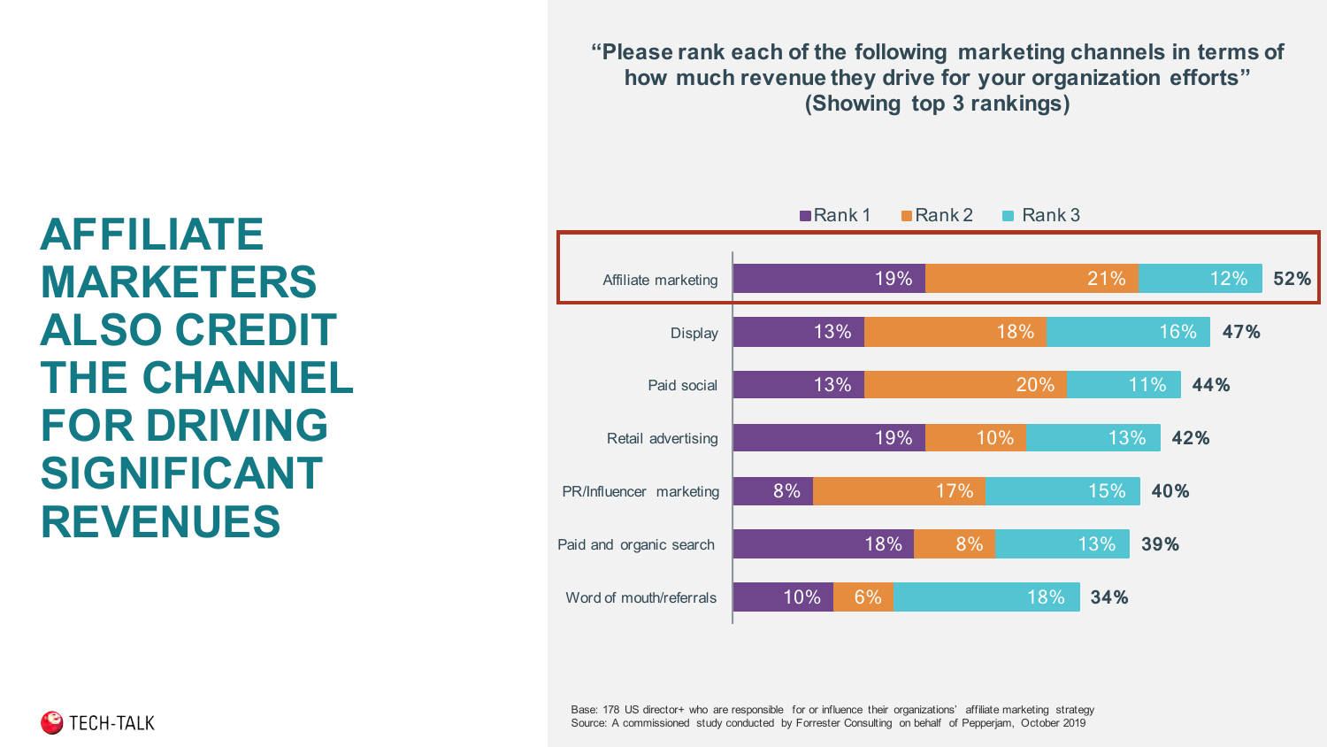# AFFILIATE MARKETERS ALSO CREDIT THE CHANNEL FOR DRIVING SIGNIFICANT REVENUES

**"Please rank each of the following marketing channels in terms of how much revenue they drive for your organization efforts" (Showing top 3 rankings)**

| Channel | Rank 1 | Rank 2 | Rank 3 | Total |
|---|---|---|---|---|
| Affiliate marketing | 19% | 21% | 12% | 52% |
| Display | 13% | 18% | 16% | 47% |
| Paid social | 13% | 20% | 11% | 44% |
| Retail advertising | 19% | 10% | 13% | 42% |
| PR/Influencer marketing | 8% | 17% | 15% | 40% |
| Paid and organic search | 18% | 8% | 13% | 39% |
| Word of mouth/referrals | 10% | 6% | 18% | 34% |

Base: 178 US director+ who are responsible for or influence their organizations' affiliate marketing strategy
Source: A commissioned study conducted by Forrester Consulting on behalf of Pepperjam, October 2019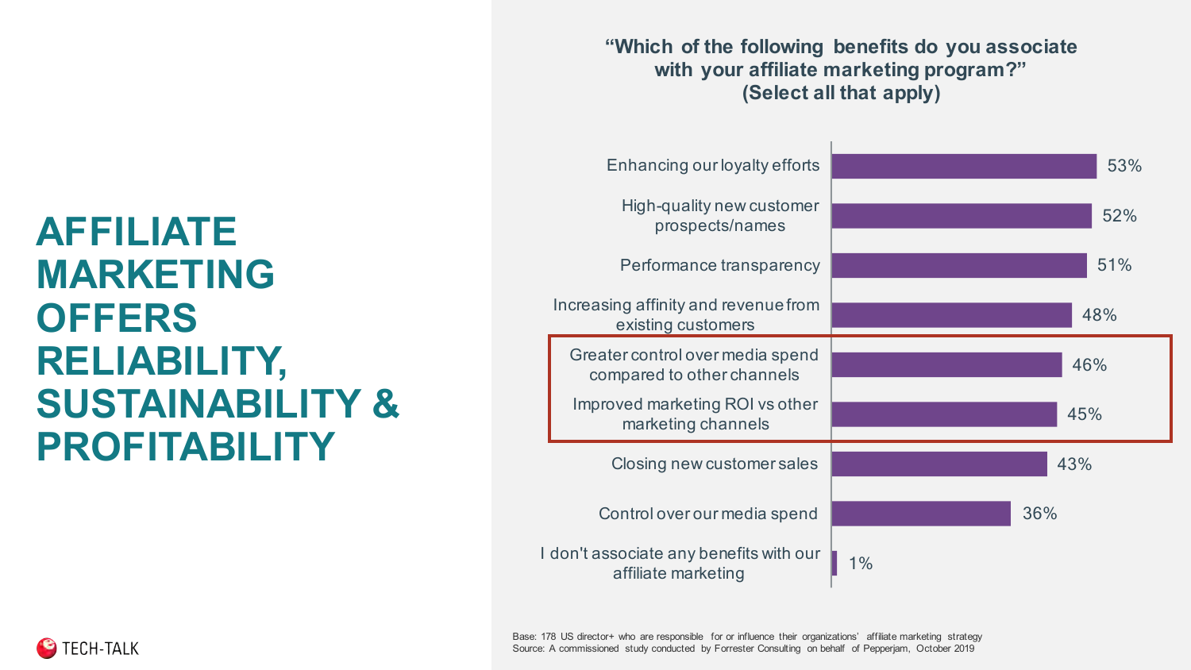# AFFILIATE MARKETING OFFERS RELIABILITY, SUSTAINABILITY & PROFITABILITY

**"Which of the following benefits do you associate with your affiliate marketing program?" (Select all that apply)**

| Benefit | % |
| --- | --- |
| Enhancing our loyalty efforts | 53% |
| High-quality new customer prospects/names | 52% |
| Performance transparency | 51% |
| Increasing affinity and revenue from existing customers | 48% |
| Greater control over media spend compared to other channels | 46% |
| Improved marketing ROI vs other marketing channels | 45% |
| Closing new customer sales | 43% |
| Control over our media spend | 36% |
| I don't associate any benefits with our affiliate marketing | 1% |

Base: 178 US director+ who are responsible for or influence their organizations' affiliate marketing strategy
Source: A commissioned study conducted by Forrester Consulting on behalf of Pepperjam, October 2019

TECH-TALK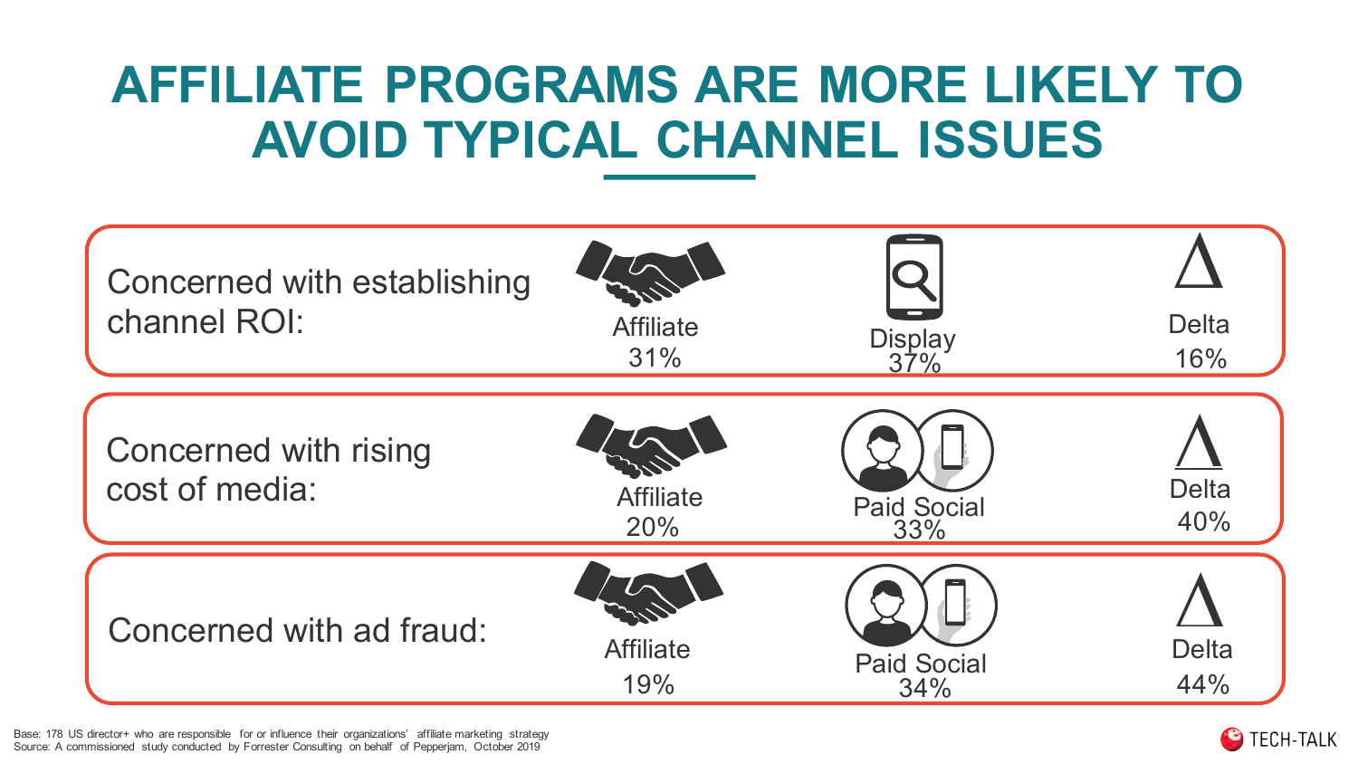# AFFILIATE PROGRAMS ARE MORE LIKELY TO AVOID TYPICAL CHANNEL ISSUES

| | | | |
|---|---|---|---|
| Concerned with establishing channel ROI: | Affiliate 31% | Display 37% | Delta 16% |
| Concerned with rising cost of media: | Affiliate 20% | Paid Social 33% | Delta 40% |
| Concerned with ad fraud: | Affiliate 19% | Paid Social 34% | Delta 44% |

Base: 178 US director+ who are responsible for or influence their organizations' affiliate marketing strategy
Source: A commissioned study conducted by Forrester Consulting on behalf of Pepperjam, October 2019

TECH-TALK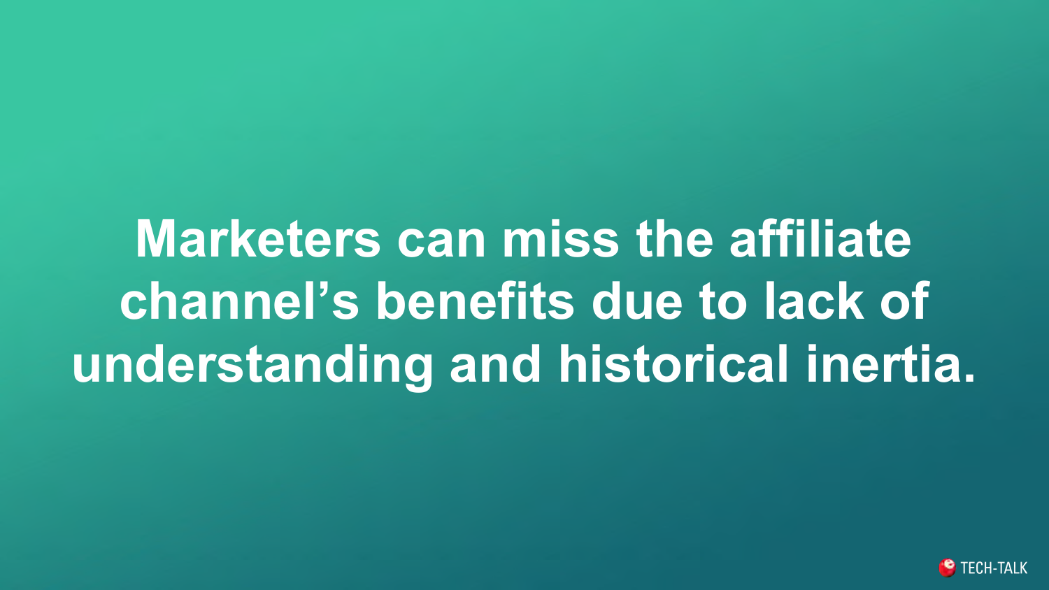**Marketers can miss the affiliate channel's benefits due to lack of understanding and historical inertia.**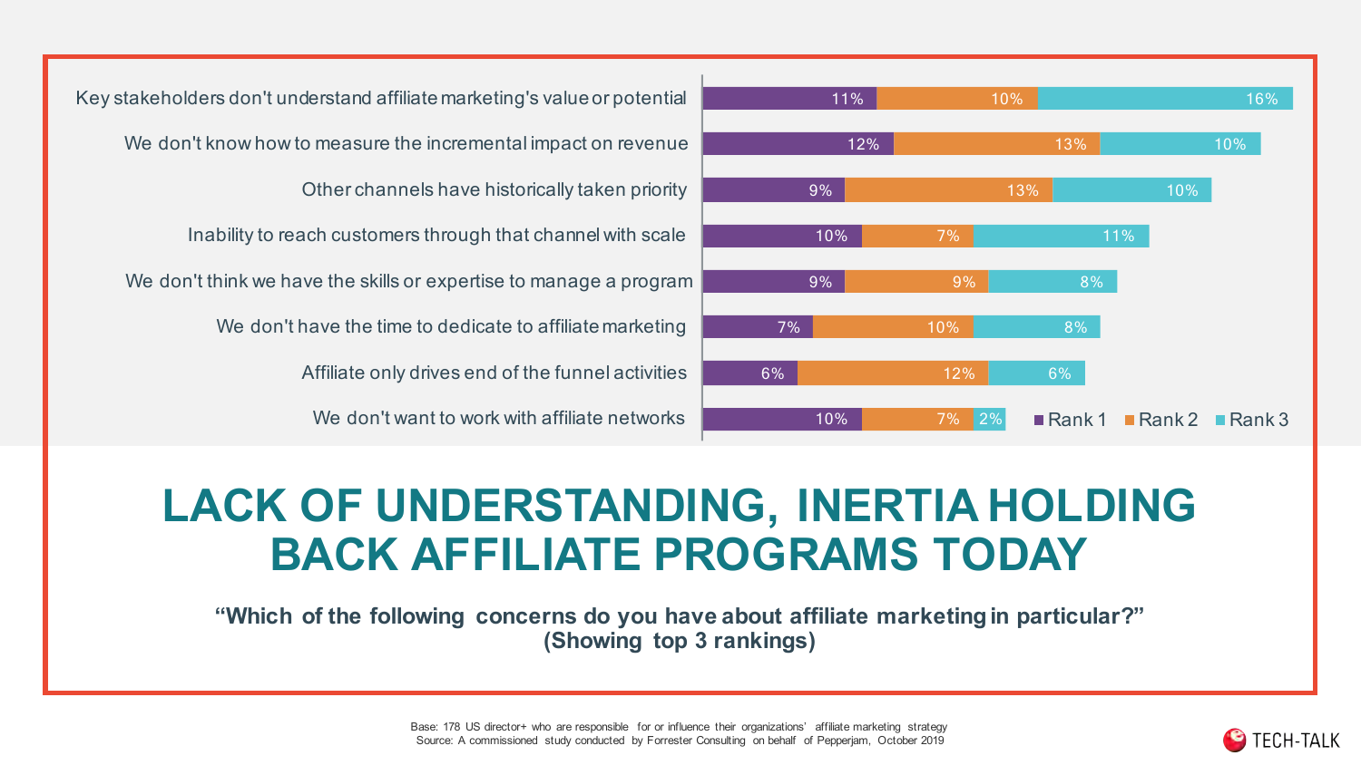| Concern | Rank 1 | Rank 2 | Rank 3 |
|---|---|---|---|
| Key stakeholders don't understand affiliate marketing's value or potential | 11% | 10% | 16% |
| We don't know how to measure the incremental impact on revenue | 12% | 13% | 10% |
| Other channels have historically taken priority | 9% | 13% | 10% |
| Inability to reach customers through that channel with scale | 10% | 7% | 11% |
| We don't think we have the skills or expertise to manage a program | 9% | 9% | 8% |
| We don't have the time to dedicate to affiliate marketing | 7% | 10% | 8% |
| Affiliate only drives end of the funnel activities | 6% | 12% | 6% |
| We don't want to work with affiliate networks | 10% | 7% | 2% |

# LACK OF UNDERSTANDING, INERTIA HOLDING BACK AFFILIATE PROGRAMS TODAY

**"Which of the following concerns do you have about affiliate marketing in particular?"**
**(Showing top 3 rankings)**

Base: 178 US director+ who are responsible for or influence their organizations' affiliate marketing strategy
Source: A commissioned study conducted by Forrester Consulting on behalf of Pepperjam, October 2019

TECH-TALK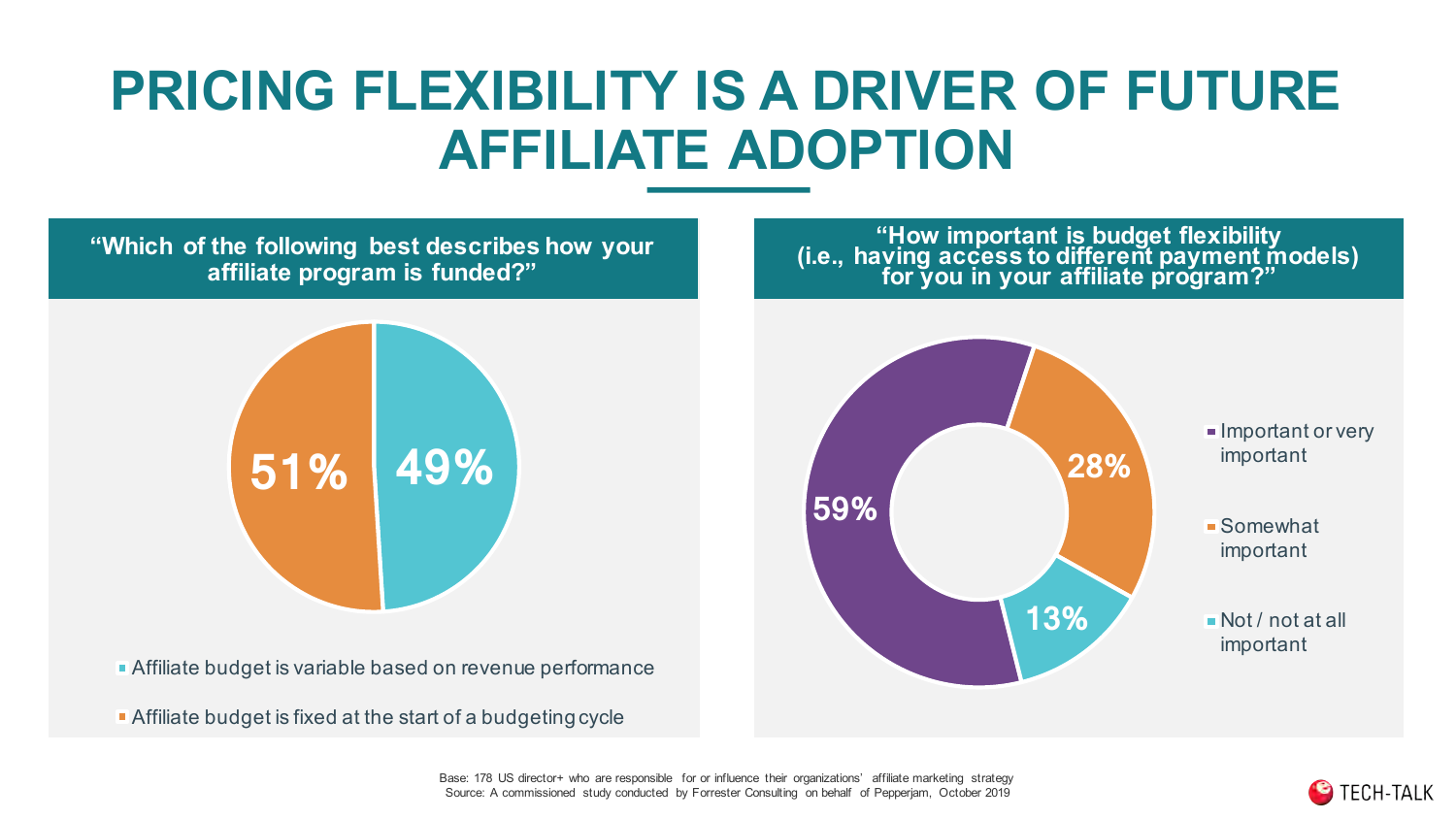# PRICING FLEXIBILITY IS A DRIVER OF FUTURE AFFILIATE ADOPTION

### "Which of the following best describes how your affiliate program is funded?"

| Response | Share |
| --- | --- |
| Affiliate budget is variable based on revenue performance | 49% |
| Affiliate budget is fixed at the start of a budgeting cycle | 51% |

### "How important is budget flexibility (i.e., having access to different payment models) for you in your affiliate program?"

| Response | Share |
| --- | --- |
| Important or very important | 59% |
| Somewhat important | 28% |
| Not / not at all important | 13% |

Base: 178 US director+ who are responsible for or influence their organizations' affiliate marketing strategy
Source: A commissioned study conducted by Forrester Consulting on behalf of Pepperjam, October 2019

TECH-TALK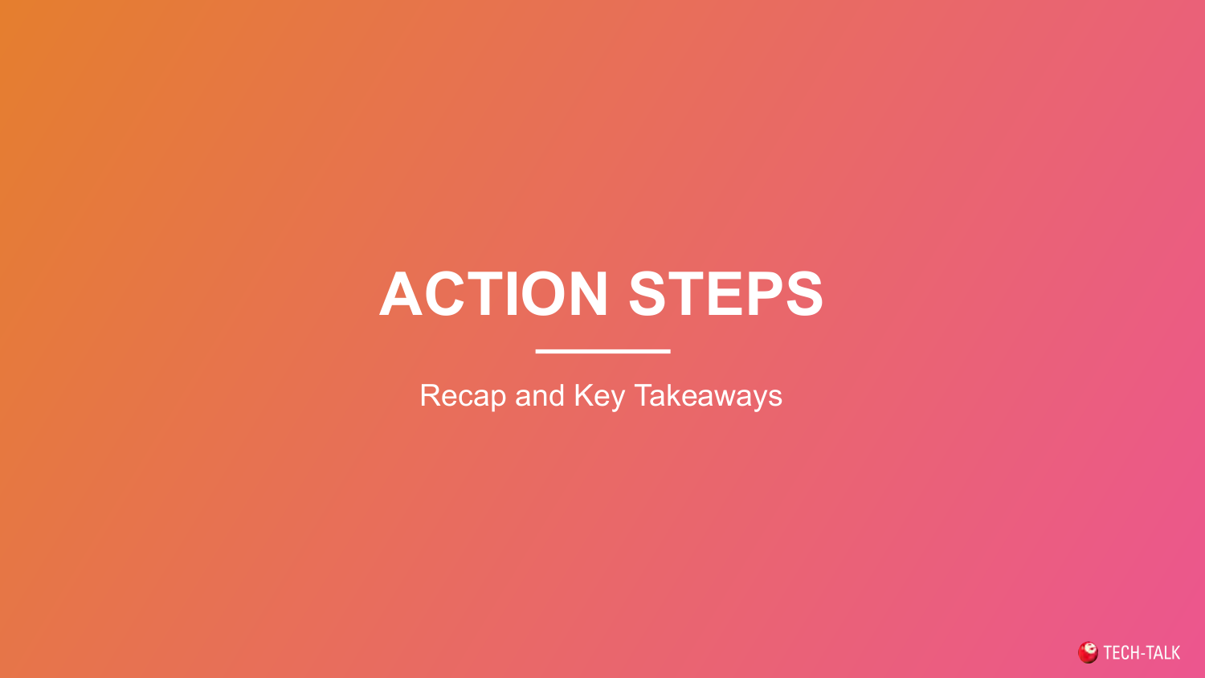# ACTION STEPS

Recap and Key Takeaways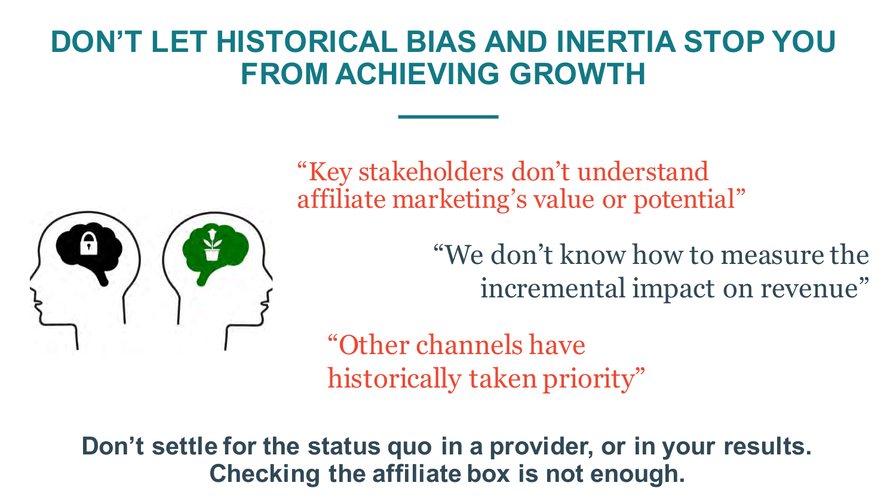# DON'T LET HISTORICAL BIAS AND INERTIA STOP YOU FROM ACHIEVING GROWTH

"Key stakeholders don't understand affiliate marketing's value or potential"

"We don't know how to measure the incremental impact on revenue"

"Other channels have historically taken priority"

**Don't settle for the status quo in a provider, or in your results. Checking the affiliate box is not enough.**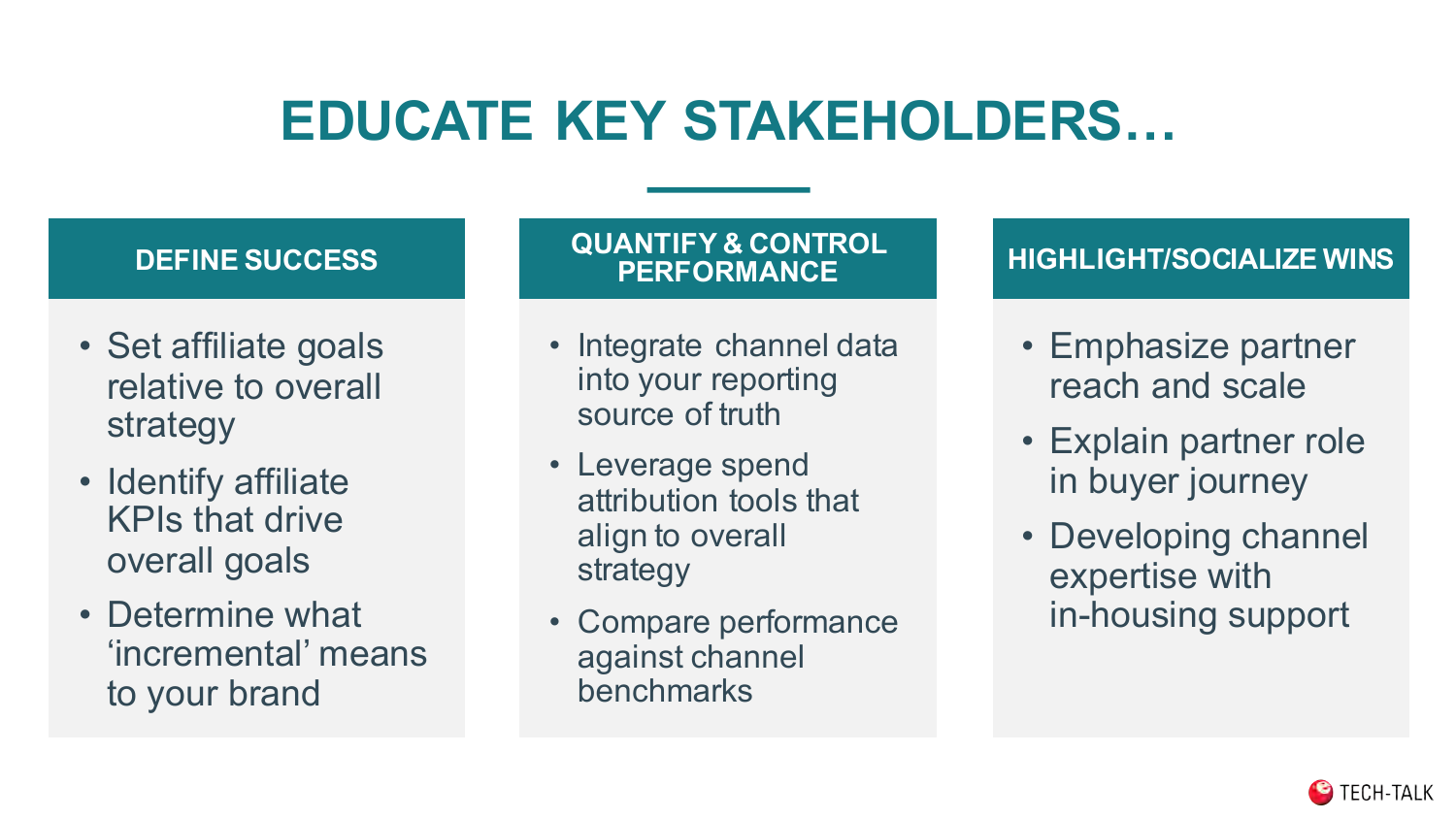# EDUCATE KEY STAKEHOLDERS…

## DEFINE SUCCESS

- Set affiliate goals relative to overall strategy
- Identify affiliate KPIs that drive overall goals
- Determine what 'incremental' means to your brand

## QUANTIFY & CONTROL PERFORMANCE

- Integrate channel data into your reporting source of truth
- Leverage spend attribution tools that align to overall strategy
- Compare performance against channel benchmarks

## HIGHLIGHT/SOCIALIZE WINS

- Emphasize partner reach and scale
- Explain partner role in buyer journey
- Developing channel expertise with in-housing support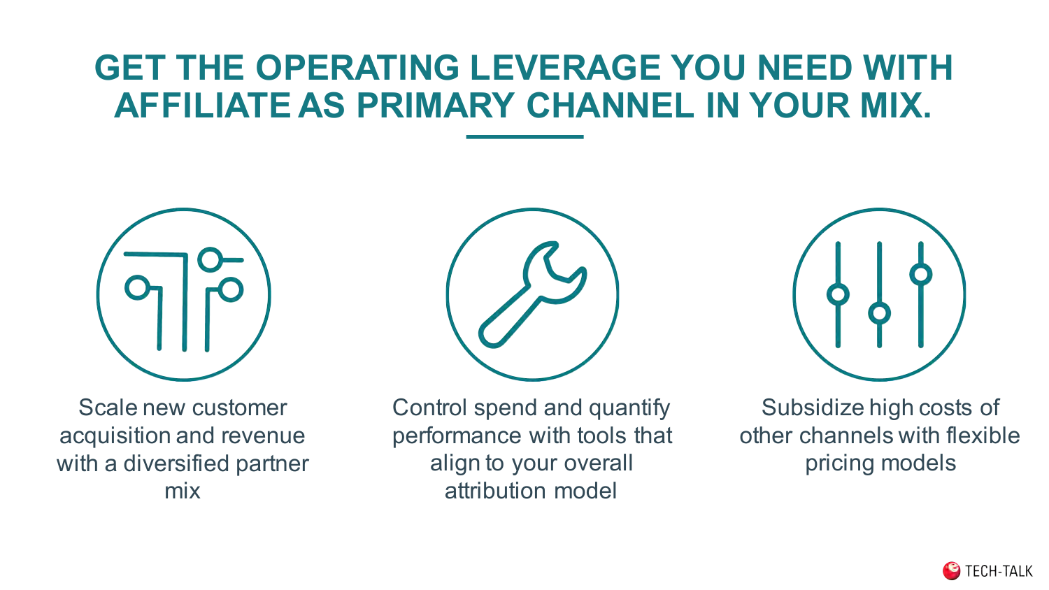# GET THE OPERATING LEVERAGE YOU NEED WITH AFFILIATE AS PRIMARY CHANNEL IN YOUR MIX.

Scale new customer acquisition and revenue with a diversified partner mix

Control spend and quantify performance with tools that align to your overall attribution model

Subsidize high costs of other channels with flexible pricing models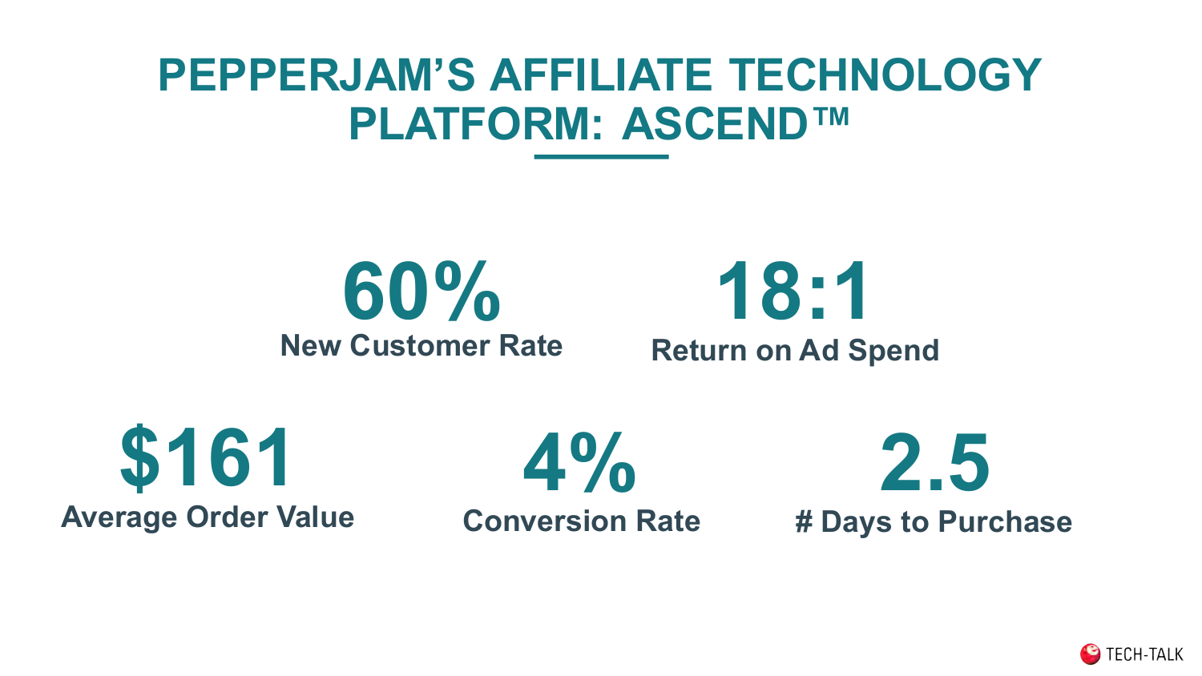# PEPPERJAM'S AFFILIATE TECHNOLOGY PLATFORM: ASCEND™

**60%**
New Customer Rate

**18:1**
Return on Ad Spend

**$161**
Average Order Value

**4%**
Conversion Rate

**2.5**
# Days to Purchase

TECH-TALK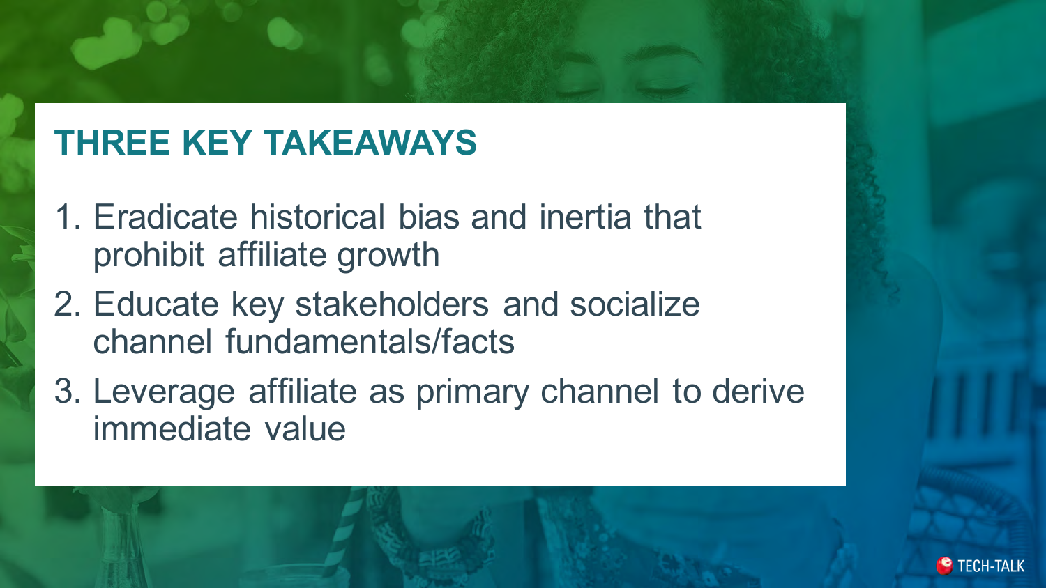## THREE KEY TAKEAWAYS

1. Eradicate historical bias and inertia that prohibit affiliate growth
2. Educate key stakeholders and socialize channel fundamentals/facts
3. Leverage affiliate as primary channel to derive immediate value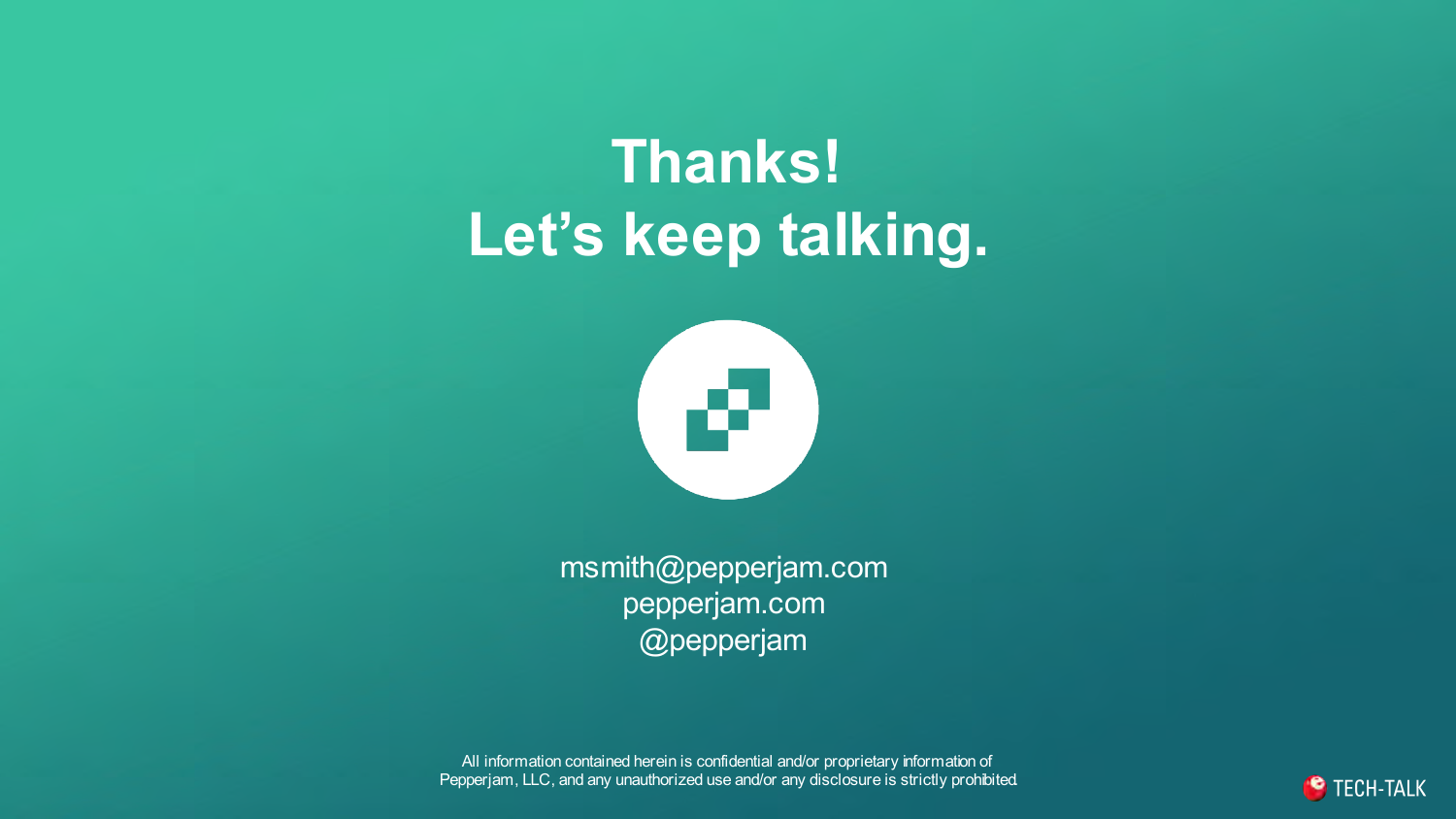# Thanks!
# Let's keep talking.

msmith@pepperjam.com
pepperjam.com
@pepperjam

All information contained herein is confidential and/or proprietary information of Pepperjam, LLC, and any unauthorized use and/or any disclosure is strictly prohibited.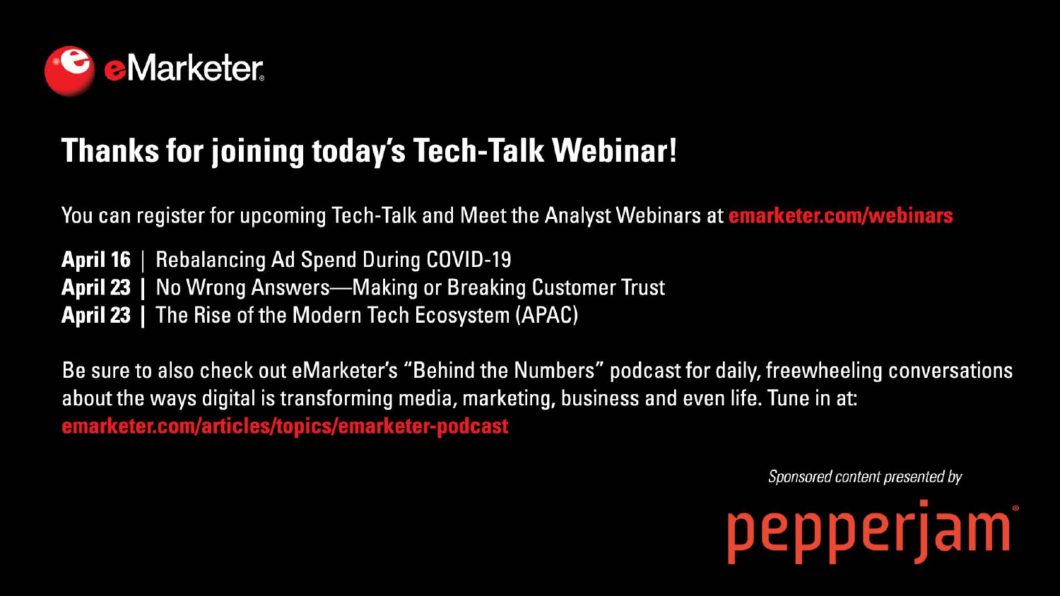eMarketer

# Thanks for joining today's Tech-Talk Webinar!

You can register for upcoming Tech-Talk and Meet the Analyst Webinars at **emarketer.com/webinars**

**April 16** | Rebalancing Ad Spend During COVID-19
**April 23** | No Wrong Answers—Making or Breaking Customer Trust
**April 23** | The Rise of the Modern Tech Ecosystem (APAC)

Be sure to also check out eMarketer's "Behind the Numbers" podcast for daily, freewheeling conversations about the ways digital is transforming media, marketing, business and even life. Tune in at:
**emarketer.com/articles/topics/emarketer-podcast**

*Sponsored content presented by*

pepperjam